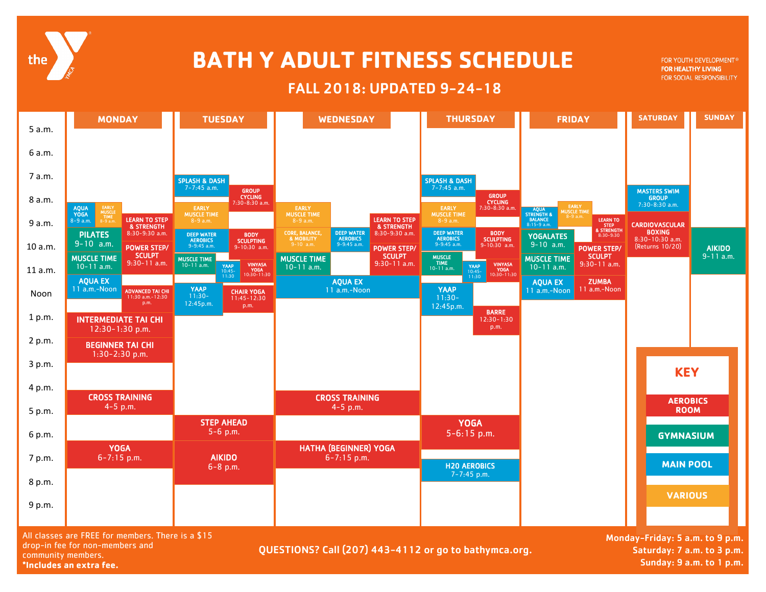# BATH Y ADULT FITNESS SCHEDULE

## FALL 2018: UPDATED 9-24-18

FOR YOUTH DEVELOPMENT®
FOR HEALTHY LIVING
FOR SOCIAL RESPONSIBILITY

| Time | Monday | Tuesday | Wednesday | Thursday | Friday | Saturday | Sunday |
|---|---|---|---|---|---|---|---|
| 7 a.m. | | SPLASH & DASH 7-7:45 a.m.; GROUP CYCLING 7:30-8:30 a.m. | | SPLASH & DASH 7-7:45 a.m.; GROUP CYCLING 7:30-8:30 a.m. | | MASTERS SWIM GROUP 7:30-8:30 a.m. | |
| 8 a.m. | AQUA YOGA 8-9 a.m.; EARLY MUSCLE TIME 8-9 a.m.; LEARN TO STEP & STRENGTH 8:30-9:30 a.m. | EARLY MUSCLE TIME 8-9 a.m. | EARLY MUSCLE TIME 8-9 a.m.; LEARN TO STEP & STRENGTH 8:30-9:30 a.m. | EARLY MUSCLE TIME 8-9 a.m. | AQUA STRENGTH & BALANCE 8:15-9 a.m.; EARLY MUSCLE TIME 8-9 a.m.; LEARN TO STEP & STRENGTH 8:30-9:30 | CARDIOVASCULAR BOXING 8:30-10:30 a.m. (Returns 10/20) | |
| 9 a.m. | PILATES 9-10 a.m.; POWER STEP/ SCULPT 9:30-11 a.m. | DEEP WATER AEROBICS 9-9:45 a.m.; BODY SCULPTING 9-10:30 a.m. | CORE, BALANCE, & MOBILITY 9-10 a.m.; DEEP WATER AEROBICS 9-9:45 a.m.; POWER STEP/ SCULPT 9:30-11 a.m. | DEEP WATER AEROBICS 9-9:45 a.m.; BODY SCULPTING 9-10:30 a.m. | YOGALATES 9-10 a.m.; POWER STEP/ SCULPT 9:30-11 a.m. | | AIKIDO 9-11 a.m. |
| 10 a.m. | MUSCLE TIME 10-11 a.m. | MUSCLE TIME 10-11 a.m.; YAAP 10:45-11:30; VINYASA YOGA 10:30-11:30 | MUSCLE TIME 10-11 a.m. | MUSCLE TIME 10-11 a.m.; YAAP 10:45-11:30; VINYASA YOGA 10:30-11:30 | MUSCLE TIME 10-11 a.m. | | |
| 11 a.m. | AQUA EX 11 a.m.-Noon; ADVANCED TAI CHI 11:30 a.m.-12:30 p.m. | YAAP 11:30-12:45p.m.; CHAIR YOGA 11:45-12:30 p.m. | AQUA EX 11 a.m.-Noon | YAAP 11:30-12:45p.m. | AQUA EX 11 a.m.-Noon; ZUMBA 11 a.m.-Noon | | |
| Noon | INTERMEDIATE TAI CHI 12:30-1:30 p.m. | | | BARRE 12:30-1:30 p.m. | | | |
| 1 p.m. | BEGINNER TAI CHI 1:30-2:30 p.m. | | | | | | |
| 4 p.m. | CROSS TRAINING 4-5 p.m. | | CROSS TRAINING 4-5 p.m. | | | | |
| 5 p.m. | | STEP AHEAD 5-6 p.m. | | YOGA 5-6:15 p.m. | | | |
| 6 p.m. | YOGA 6-7:15 p.m. | AIKIDO 6-8 p.m. | HATHA (BEGINNER) YOGA 6-7:15 p.m. | | | | |
| 7 p.m. | | | | H20 AEROBICS 7-7:45 p.m. | | | |

**KEY**

- AEROBICS ROOM
- GYMNASIUM
- MAIN POOL
- VARIOUS

All classes are FREE for members. There is a $15 drop-in fee for non-members and community members.
**\*Includes an extra fee.**

QUESTIONS? Call (207) 443-4112 or go to bathymca.org.

**Monday-Friday: 5 a.m. to 9 p.m.**
**Saturday: 7 a.m. to 3 p.m.**
**Sunday: 9 a.m. to 1 p.m.**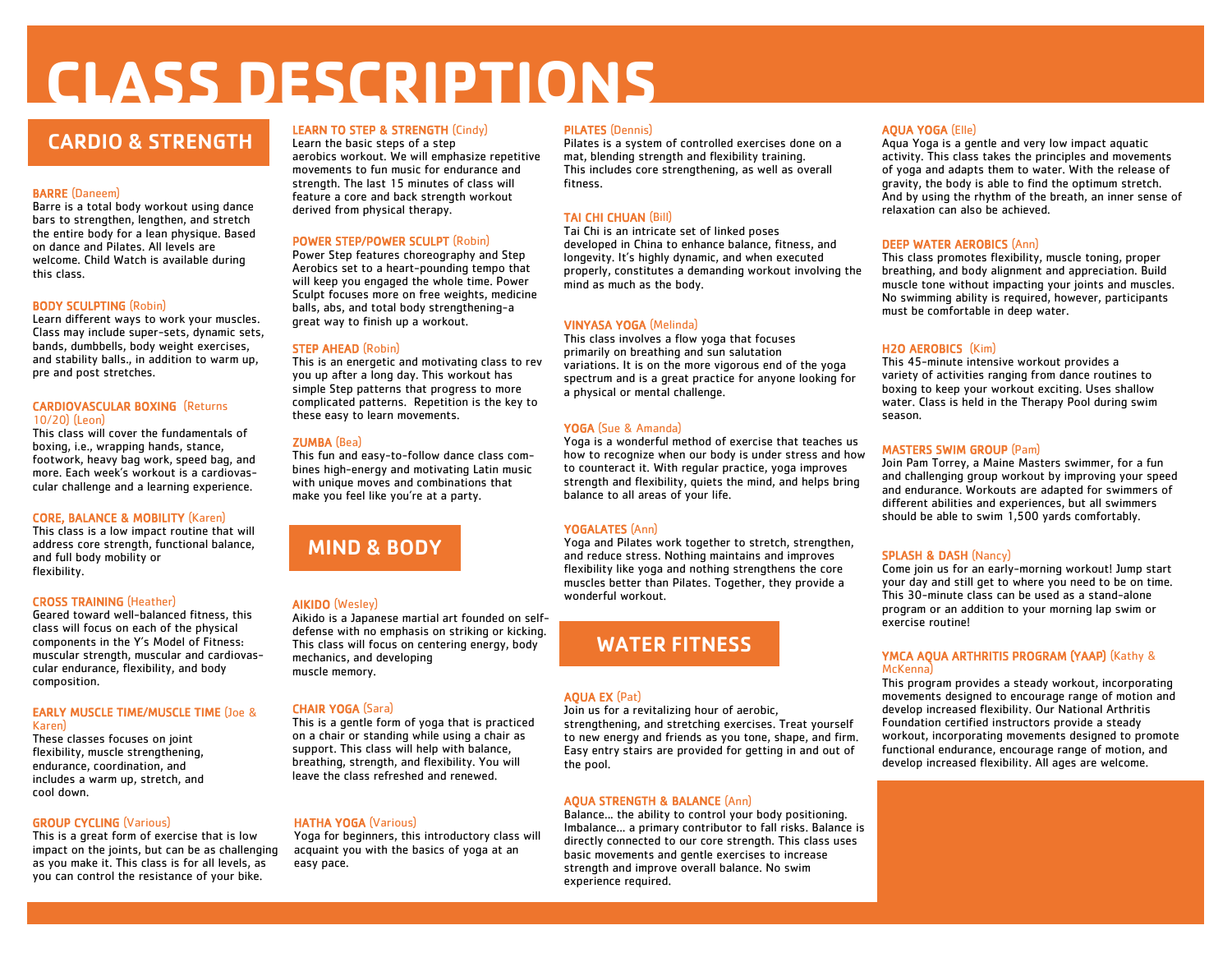# CLASS DESCRIPTIONS

## CARDIO & STRENGTH

**BARRE** (Daneem)
Barre is a total body workout using dance bars to strengthen, lengthen, and stretch the entire body for a lean physique. Based on dance and Pilates. All levels are welcome. Child Watch is available during this class.

**BODY SCULPTING** (Robin)
Learn different ways to work your muscles. Class may include super-sets, dynamic sets, bands, dumbbells, body weight exercises, and stability balls., in addition to warm up, pre and post stretches.

**CARDIOVASCULAR BOXING** (Returns 10/20) (Leon)
This class will cover the fundamentals of boxing, i.e., wrapping hands, stance, footwork, heavy bag work, speed bag, and more. Each week's workout is a cardiovascular challenge and a learning experience.

**CORE, BALANCE & MOBILITY** (Karen)
This class is a low impact routine that will address core strength, functional balance, and full body mobility or flexibility.

**CROSS TRAINING** (Heather)
Geared toward well-balanced fitness, this class will focus on each of the physical components in the Y's Model of Fitness: muscular strength, muscular and cardiovascular endurance, flexibility, and body composition.

**EARLY MUSCLE TIME/MUSCLE TIME** (Joe & Karen)
These classes focuses on joint flexibility, muscle strengthening, endurance, coordination, and includes a warm up, stretch, and cool down.

**GROUP CYCLING** (Various)
This is a great form of exercise that is low impact on the joints, but can be as challenging as you make it. This class is for all levels, as you can control the resistance of your bike.

**LEARN TO STEP & STRENGTH** (Cindy)
Learn the basic steps of a step aerobics workout. We will emphasize repetitive movements to fun music for endurance and strength. The last 15 minutes of class will feature a core and back strength workout derived from physical therapy.

**POWER STEP/POWER SCULPT** (Robin)
Power Step features choreography and Step Aerobics set to a heart-pounding tempo that will keep you engaged the whole time. Power Sculpt focuses more on free weights, medicine balls, abs, and total body strengthening-a great way to finish up a workout.

**STEP AHEAD** (Robin)
This is an energetic and motivating class to rev you up after a long day. This workout has simple Step patterns that progress to more complicated patterns. Repetition is the key to these easy to learn movements.

**ZUMBA** (Bea)
This fun and easy-to-follow dance class combines high-energy and motivating Latin music with unique moves and combinations that make you feel like you're at a party.

## MIND & BODY

**AIKIDO** (Wesley)
Aikido is a Japanese martial art founded on self-defense with no emphasis on striking or kicking. This class will focus on centering energy, body mechanics, and developing muscle memory.

**CHAIR YOGA** (Sara)
This is a gentle form of yoga that is practiced on a chair or standing while using a chair as support. This class will help with balance, breathing, strength, and flexibility. You will leave the class refreshed and renewed.

**HATHA YOGA** (Various)
Yoga for beginners, this introductory class will acquaint you with the basics of yoga at an easy pace.

**PILATES** (Dennis)
Pilates is a system of controlled exercises done on a mat, blending strength and flexibility training. This includes core strengthening, as well as overall fitness.

**TAI CHI CHUAN** (Bill)
Tai Chi is an intricate set of linked poses developed in China to enhance balance, fitness, and longevity. It's highly dynamic, and when executed properly, constitutes a demanding workout involving the mind as much as the body.

**VINYASA YOGA** (Melinda)
This class involves a flow yoga that focuses primarily on breathing and sun salutation variations. It is on the more vigorous end of the yoga spectrum and is a great practice for anyone looking for a physical or mental challenge.

**YOGA** (Sue & Amanda)
Yoga is a wonderful method of exercise that teaches us how to recognize when our body is under stress and how to counteract it. With regular practice, yoga improves strength and flexibility, quiets the mind, and helps bring balance to all areas of your life.

**YOGALATES** (Ann)
Yoga and Pilates work together to stretch, strengthen, and reduce stress. Nothing maintains and improves flexibility like yoga and nothing strengthens the core muscles better than Pilates. Together, they provide a wonderful workout.

## WATER FITNESS

**AQUA EX** (Pat)
Join us for a revitalizing hour of aerobic, strengthening, and stretching exercises. Treat yourself to new energy and friends as you tone, shape, and firm. Easy entry stairs are provided for getting in and out of the pool.

**AQUA STRENGTH & BALANCE** (Ann)
Balance… the ability to control your body positioning. Imbalance… a primary contributor to fall risks. Balance is directly connected to our core strength. This class uses basic movements and gentle exercises to increase strength and improve overall balance. No swim experience required.

**AQUA YOGA** (Elle)
Aqua Yoga is a gentle and very low impact aquatic activity. This class takes the principles and movements of yoga and adapts them to water. With the release of gravity, the body is able to find the optimum stretch. And by using the rhythm of the breath, an inner sense of relaxation can also be achieved.

**DEEP WATER AEROBICS** (Ann)
This class promotes flexibility, muscle toning, proper breathing, and body alignment and appreciation. Build muscle tone without impacting your joints and muscles. No swimming ability is required, however, participants must be comfortable in deep water.

**H2O AEROBICS** (Kim)
This 45-minute intensive workout provides a variety of activities ranging from dance routines to boxing to keep your workout exciting. Uses shallow water. Class is held in the Therapy Pool during swim season.

**MASTERS SWIM GROUP** (Pam)
Join Pam Torrey, a Maine Masters swimmer, for a fun and challenging group workout by improving your speed and endurance. Workouts are adapted for swimmers of different abilities and experiences, but all swimmers should be able to swim 1,500 yards comfortably.

**SPLASH & DASH** (Nancy)
Come join us for an early-morning workout! Jump start your day and still get to where you need to be on time. This 30-minute class can be used as a stand-alone program or an addition to your morning lap swim or exercise routine!

**YMCA AQUA ARTHRITIS PROGRAM (YAAP)** (Kathy & McKenna)
This program provides a steady workout, incorporating movements designed to encourage range of motion and develop increased flexibility. Our National Arthritis Foundation certified instructors provide a steady workout, incorporating movements designed to promote functional endurance, encourage range of motion, and develop increased flexibility. All ages are welcome.